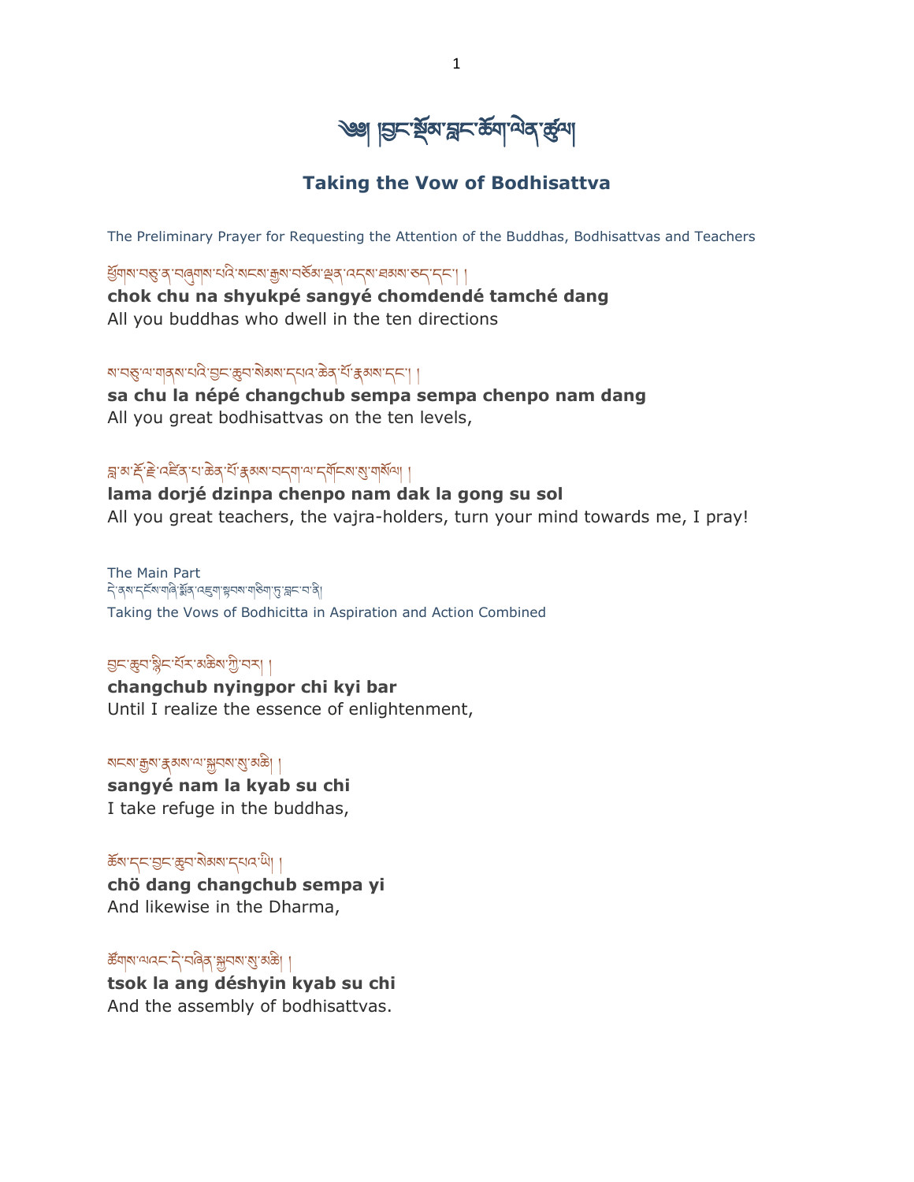# ༄༅། །བྱང་སྡོམ་བླང་ཆོག་ཡིན་ཚུལ།

## Taking the Vow of Bodhisattva

The Preliminary Prayer for Requesting the Attention of the Buddhas, Bodhisattvas and Teachers

ཕྱོགས་བཅུ་ན་བཞུགས་པའི་སངས་རྒྱས་བཅོམ་ལྡན་འདས་ཐམས་ཅད་དང་། །
**chok chu na shyukpé sangyé chomdendé tamché dang**
All you buddhas who dwell in the ten directions

ས་བཅུ་ལ་གནས་པའི་བྱང་ཆུབ་སེམས་དཔའ་ཆེན་པོ་རྣམས་དང་། །
**sa chu la népé changchub sempa sempa chenpo nam dang**
All you great bodhisattvas on the ten levels,

བླ་མ་རྡོ་རྗེ་འཛིན་པ་ཆེན་པོ་རྣམས་བདག་ལ་དགོངས་སུ་གསོལ། །
**lama dorjé dzinpa chenpo nam dak la gong su sol**
All you great teachers, the vajra-holders, turn your mind towards me, I pray!

The Main Part

དེ་ནས་དངོས་གཞི་སྨོན་འཇུག་སྡེབས་གཅིག་ཏུ་བླང་བ་ནི།

Taking the Vows of Bodhicitta in Aspiration and Action Combined

བྱང་ཆུབ་སྙིང་པོར་མཆིས་ཀྱི་བར། །
**changchub nyingpor chi kyi bar**
Until I realize the essence of enlightenment,

སངས་རྒྱས་རྣམས་ལ་སྐྱབས་སུ་མཆི། །
**sangyé nam la kyab su chi**
I take refuge in the buddhas,

ཆོས་དང་བྱང་ཆུབ་སེམས་དཔའ་ཡི། །
**chö dang changchub sempa yi**
And likewise in the Dharma,

ཚོགས་ལའང་དེ་བཞིན་སྐྱབས་སུ་མཆི། །
**tsok la ang déshyin kyab su chi**
And the assembly of bodhisattvas.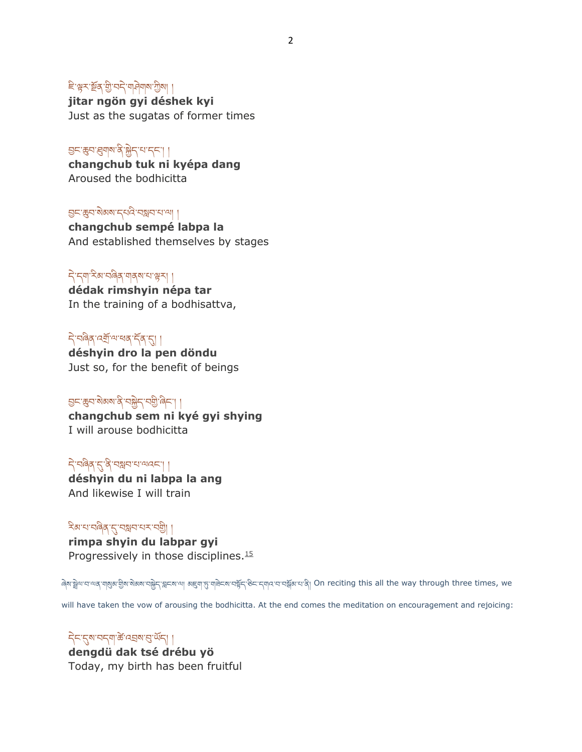ཇི་ལྟར་སྔོན་གྱི་བདེ་གཤེགས་ཀྱིས། །
**jitar ngön gyi déshek kyi**
Just as the sugatas of former times

བྱང་ཆུབ་ཐུགས་ནི་བསྐྱེད་པ་དང་། །
**changchub tuk ni kyépa dang**
Aroused the bodhicitta

བྱང་ཆུབ་སེམས་དཔའི་བསླབ་པ་ལ། །
**changchub sempé labpa la**
And established themselves by stages

དེ་དག་རིམ་བཞིན་གནས་པ་ལྟར། །
**dédak rimshyin népa tar**
In the training of a bodhisattva,

དེ་བཞིན་འགྲོ་ལ་ཕན་དོན་དུ། །
**déshyin dro la pen döndu**
Just so, for the benefit of beings

བྱང་ཆུབ་སེམས་ནི་བསྐྱེད་བགྱི་ཞིང་། །
**changchub sem ni kyé gyi shying**
I will arouse bodhicitta

དེ་བཞིན་དུ་ནི་བསླབ་པ་ལའང་། །
**déshyin du ni labpa la ang**
And likewise I will train

རིམ་པ་བཞིན་དུ་བསླབ་པར་བགྱི། །
**rimpa shyin du labpar gyi**
Progressively in those disciplines.[15]

ཞེས་ཚིག་པ་ལན་གསུམ་གྱིས་སེམས་བསྐྱེད་བླངས་ལ། མཇུག་ཏུ་གཞན་བསྔོད་བསྒོམ་ཅིང་དགའ་བ་བསྒོམ་པ་ནི། On reciting this all the way through three times, we will have taken the vow of arousing the bodhicitta. At the end comes the meditation on encouragement and rejoicing:

དེང་དུས་བདག་ཚེ་འབྲས་བུ་ཡོད། །
**dengdü dak tsé drébu yö**
Today, my birth has been fruitful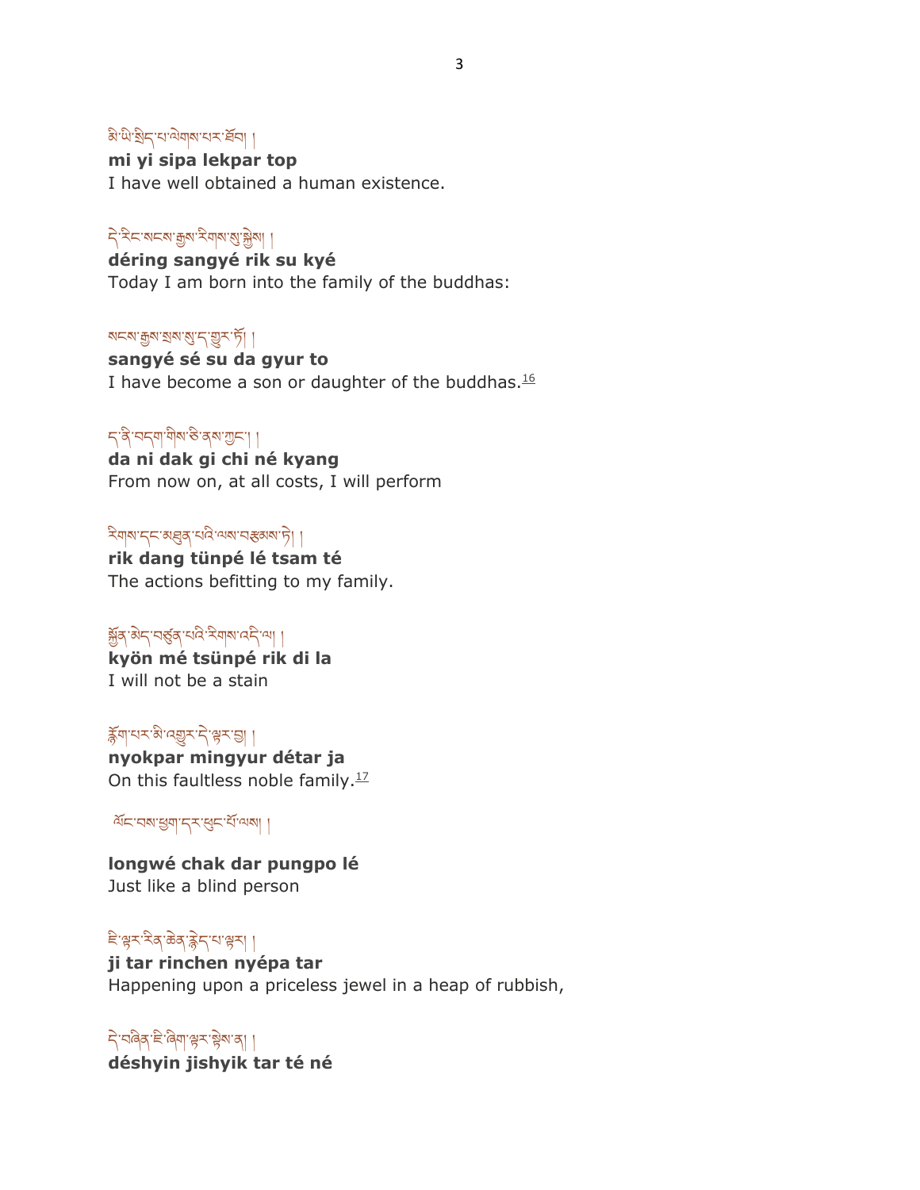མི་ཡི་སྲིད་པ་ལེགས་པར་ཐོབ། །

**mi yi sipa lekpar top**

I have well obtained a human existence.

དེ་རིང་སངས་རྒྱས་རིགས་སུ་སྐྱེས། །

**déring sangyé rik su kyé**

Today I am born into the family of the buddhas:

སངས་རྒྱས་སྲས་སུ་ད་གྱུར་ཏོ། །

**sangyé sé su da gyur to**

I have become a son or daughter of the buddhas.[16]

ད་ནི་བདག་གིས་ཅི་ནས་ཀྱང་། །

**da ni dak gi chi né kyang**

From now on, at all costs, I will perform

རིགས་དང་མཐུན་པའི་ལས་བརྩམས་ཏེ། །

**rik dang tünpé lé tsam té**

The actions befitting to my family.

སྐྱོན་མེད་བཙུན་པའི་རིགས་འདི་ལ། །

**kyön mé tsünpé rik di la**

I will not be a stain

རྙོག་པར་མི་འགྱུར་དེ་ལྟར་བྱ། །

**nyokpar mingyur détar ja**

On this faultless noble family.[17]

ལོང་བས་ཕྱག་དར་ཕུང་པོ་ལས། །

**longwé chak dar pungpo lé**

Just like a blind person

ཇི་ལྟར་རིན་ཆེན་རྙེད་པ་ལྟར། །

**ji tar rinchen nyépa tar**

Happening upon a priceless jewel in a heap of rubbish,

དེ་བཞིན་ཇི་ཞིག་ལྟར་སྟེས་ན། །

**déshyin jishyik tar té né**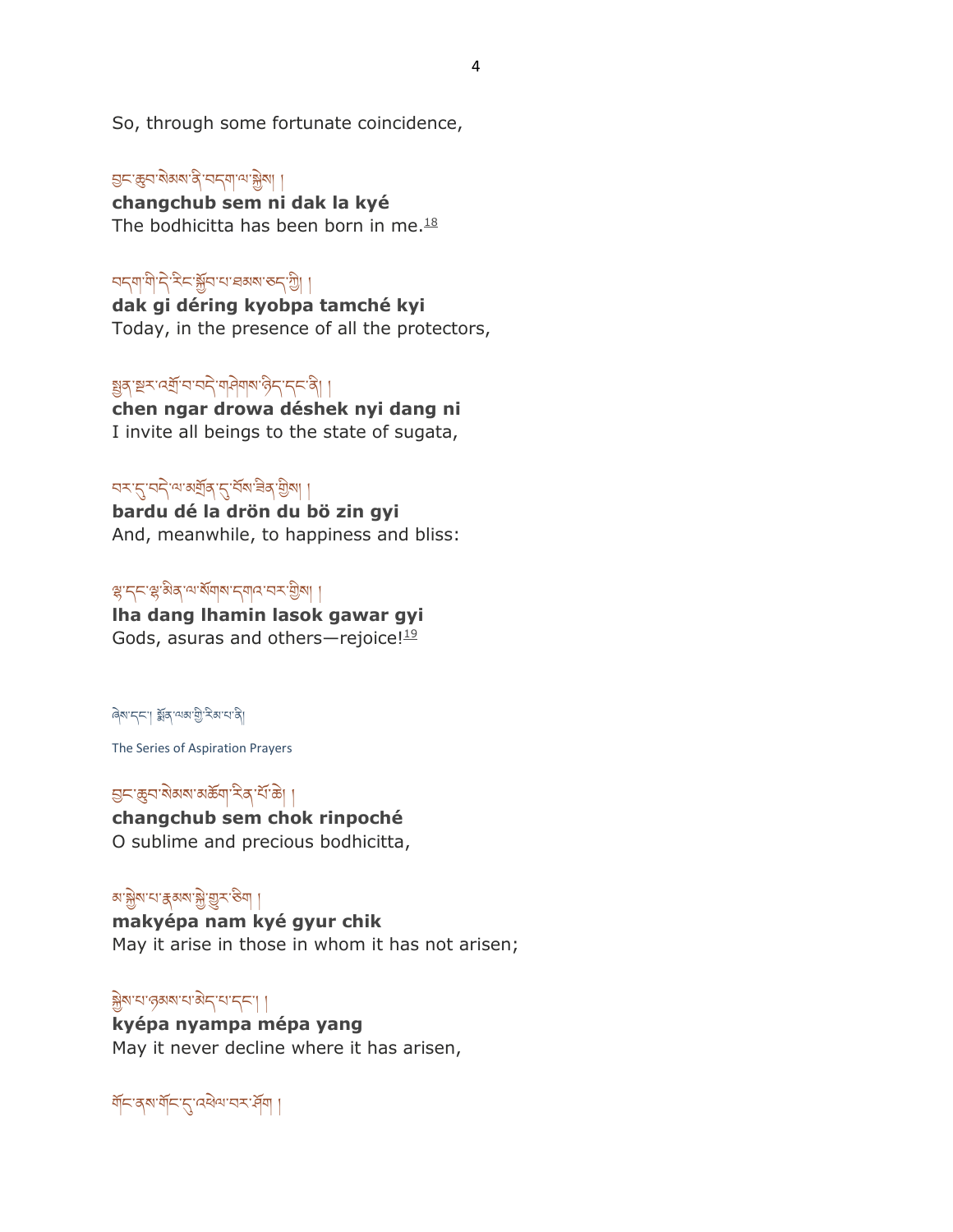So, through some fortunate coincidence,

བྱང་ཆུབ་སེམས་ནི་བདག་ལ་སྐྱེས། །

**changchub sem ni dak la kyé**

The bodhicitta has been born in me.[18]

བདག་གི་དེ་རིང་སྐྱོབ་པ་ཐམས་ཅད་ཀྱི། །

**dak gi déring kyobpa tamché kyi**

Today, in the presence of all the protectors,

སྤྱན་སྔར་འགྲོ་བ་བདེ་གཤེགས་ཉིད་དང་ནི། །

**chen ngar drowa déshek nyi dang ni**

I invite all beings to the state of sugata,

བར་དུ་བདེ་ལ་མགྲོན་དུ་བོས་ཟིན་གྱིས། །

**bardu dé la drön du bö zin gyi**

And, meanwhile, to happiness and bliss:

ལྷ་དང་ལྷ་མིན་ལ་སོགས་དགའ་བར་གྱིས། །

**lha dang lhamin lasok gawar gyi**

Gods, asuras and others—rejoice![19]

ཞེས་དང་། སྨོན་ལམ་གྱི་རིམ་པ་ནི།

The Series of Aspiration Prayers

བྱང་ཆུབ་སེམས་མཆོག་རིན་པོ་ཆེ། །

**changchub sem chok rinpoché**

O sublime and precious bodhicitta,

མ་སྐྱེས་པ་རྣམས་སྐྱེ་གྱུར་ཅིག །

**makyépa nam kyé gyur chik**

May it arise in those in whom it has not arisen;

སྐྱེས་པ་ཉམས་པ་མེད་པ་དང་། །

**kyépa nyampa mépa yang**

May it never decline where it has arisen,

གོང་ནས་གོང་དུ་འཕེལ་བར་ཤོག །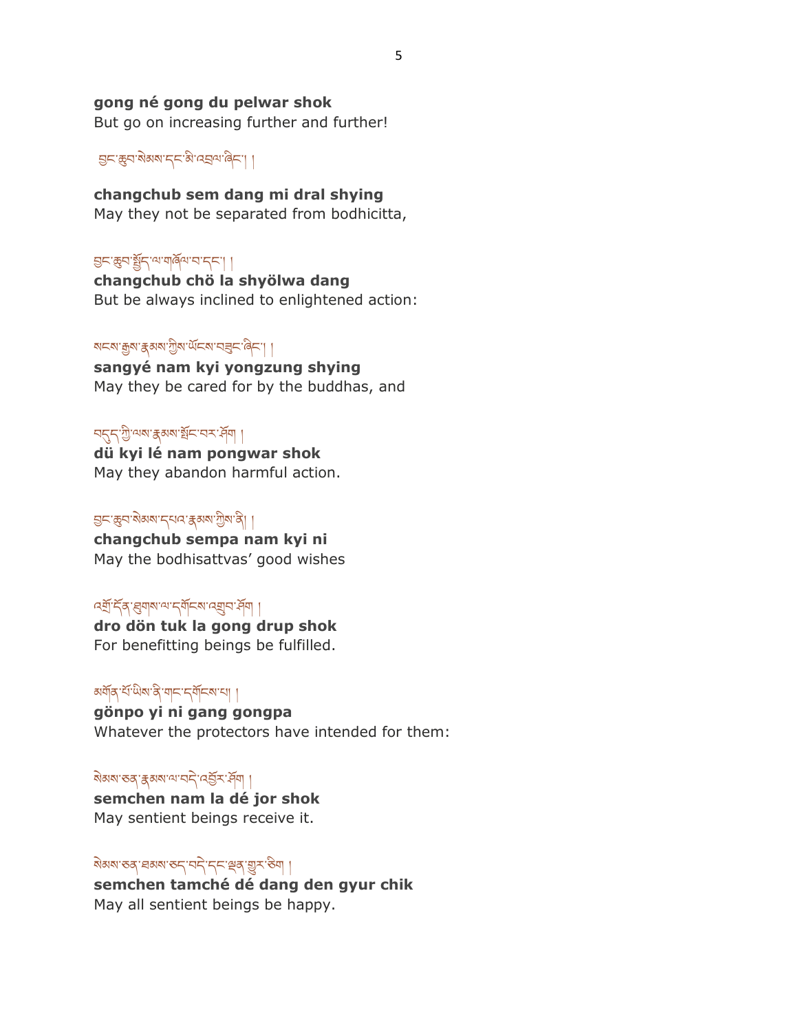**gong né gong du pelwar shok**
But go on increasing further and further!

བྱང་ཆུབ་སེམས་དང་མི་འབྲལ་ཞིང་། །

**changchub sem dang mi dral shying**
May they not be separated from bodhicitta,

བྱང་ཆུབ་སྤྱོད་ལ་གཞོལ་བ་དང་། །

**changchub chö la shyölwa dang**
But be always inclined to enlightened action:

སངས་རྒྱས་རྣམས་ཀྱིས་ཡོངས་བཟུང་ཞིང་། །

**sangyé nam kyi yongzung shying**
May they be cared for by the buddhas, and

བདུད་ཀྱི་ལས་རྣམས་སྤོང་བར་ཤོག །

**dü kyi lé nam pongwar shok**
May they abandon harmful action.

བྱང་ཆུབ་སེམས་དཔའ་རྣམས་ཀྱིས་ནི། །

**changchub sempa nam kyi ni**
May the bodhisattvas' good wishes

འགྲོ་དོན་ཐུགས་ལ་དགོངས་འགྲུབ་ཤོག །

**dro dön tuk la gong drup shok**
For benefitting beings be fulfilled.

མགོན་པོ་ཡིས་ནི་གང་དགོངས་པ། །

**gönpo yi ni gang gongpa**
Whatever the protectors have intended for them:

སེམས་ཅན་རྣམས་ལ་བདེ་འབྱོར་ཤོག །

**semchen nam la dé jor shok**
May sentient beings receive it.

སེམས་ཅན་ཐམས་ཅད་བདེ་དང་ལྡན་གྱུར་ཅིག །

**semchen tamché dé dang den gyur chik**
May all sentient beings be happy.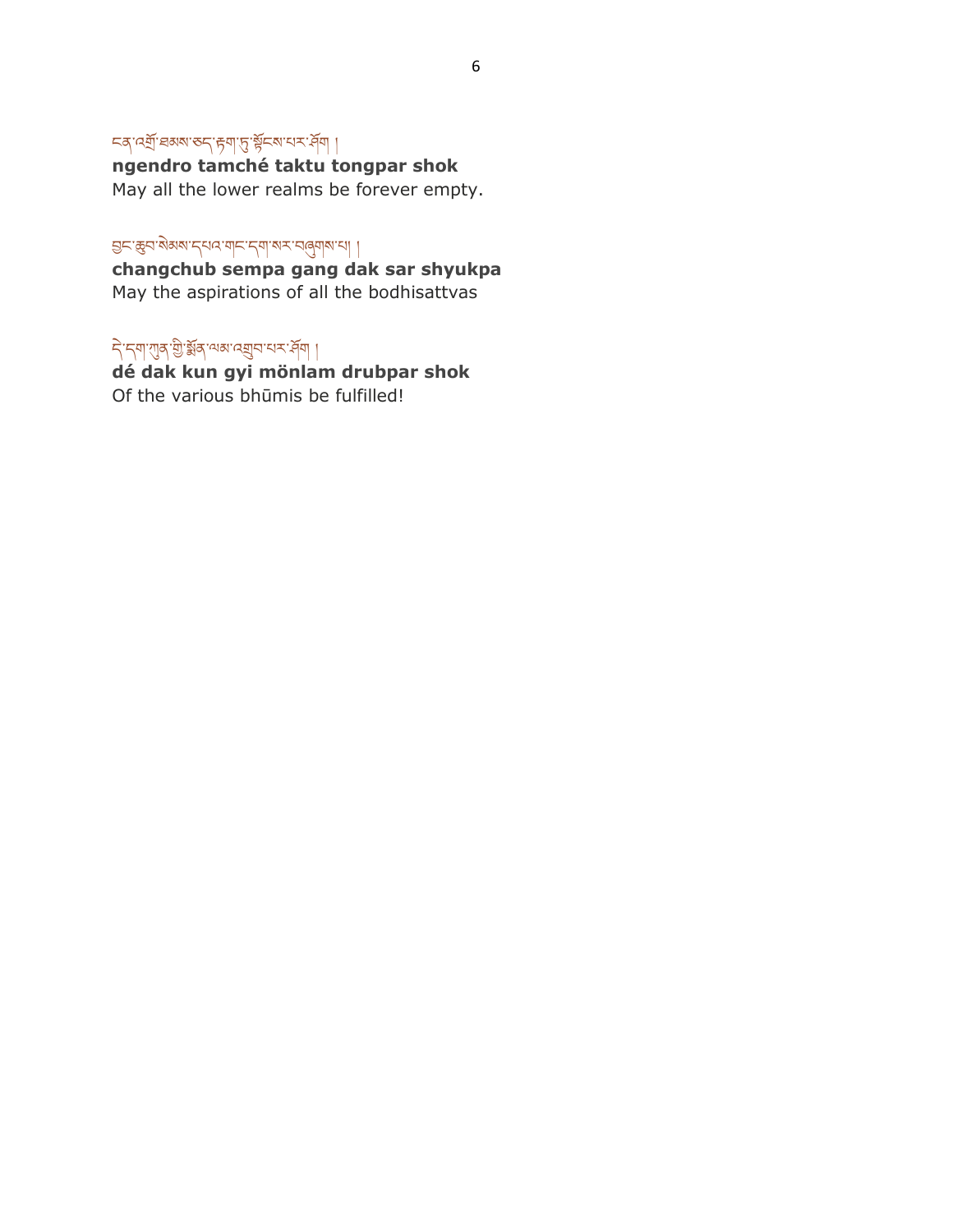ངན་འགྲོ་ཐམས་ཅད་རྟག་ཏུ་སྟོངས་པར་ཤོག །
**ngendro tamché taktu tongpar shok**
May all the lower realms be forever empty.

བྱང་ཆུབ་སེམས་དཔའ་གང་དག་སར་བཞུགས་པ། །
**changchub sempa gang dak sar shyukpa**
May the aspirations of all the bodhisattvas

དེ་དག་ཀུན་གྱི་སྨོན་ལམ་འགྲུབ་པར་ཤོག །
**dé dak kun gyi mönlam drubpar shok**
Of the various bhūmis be fulfilled!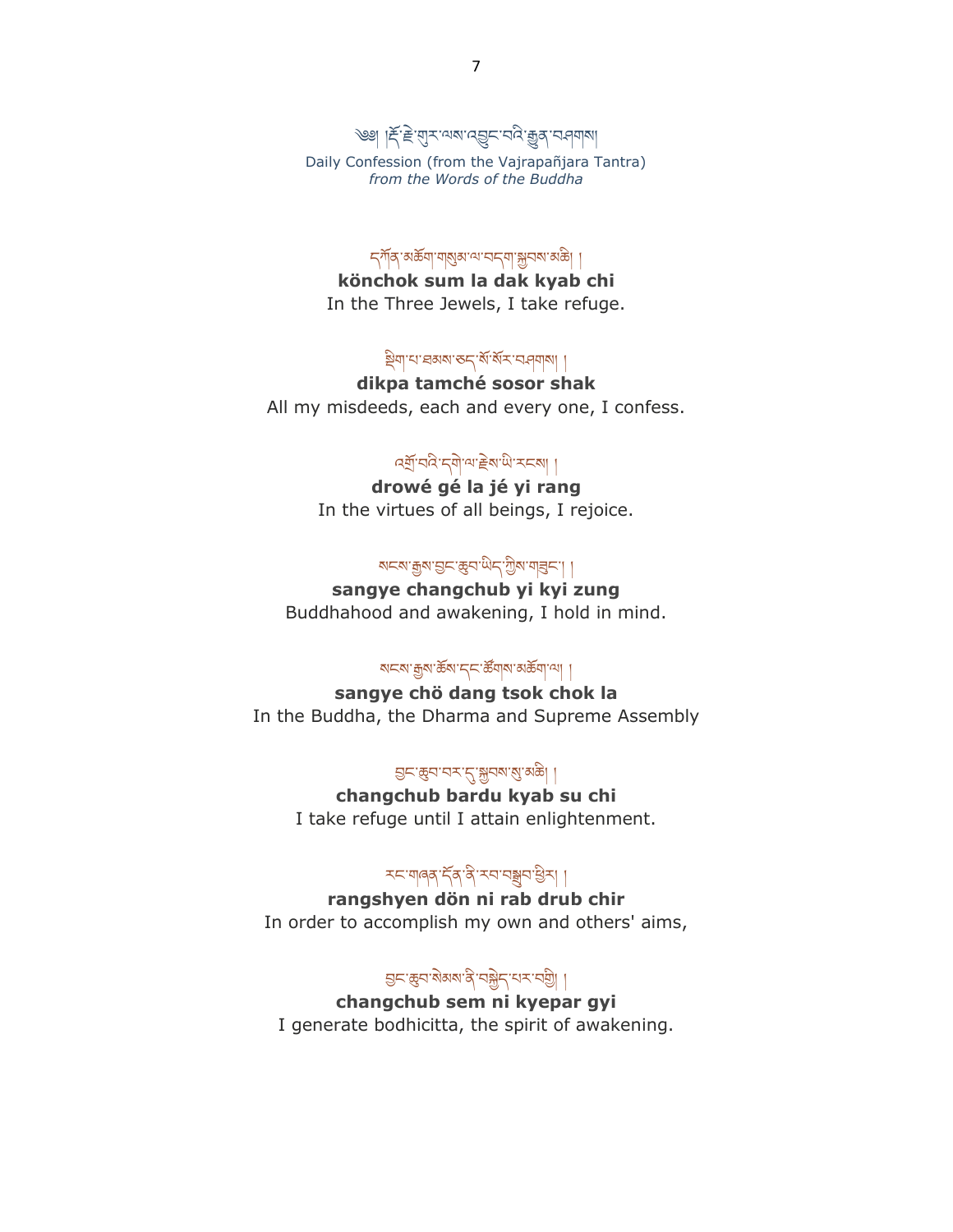༄། །རྡོ་རྗེ་གུར་ལས་འབྱུང་བའི་རྒྱུན་བཤགས།

Daily Confession (from the Vajrapañjara Tantra)
*from the Words of the Buddha*

དཀོན་མཆོག་གསུམ་ལ་བདག་སྐྱབས་མཆི། །
**könchok sum la dak kyab chi**
In the Three Jewels, I take refuge.

སྡིག་པ་ཐམས་ཅད་སོ་སོར་བཤགས། །
**dikpa tamché sosor shak**
All my misdeeds, each and every one, I confess.

འགྲོ་བའི་དགེ་ལ་རྗེས་ཡི་རངས། །
**drowé gé la jé yi rang**
In the virtues of all beings, I rejoice.

སངས་རྒྱས་བྱང་ཆུབ་ཡིད་ཀྱིས་གཟུང་། །
**sangye changchub yi kyi zung**
Buddhahood and awakening, I hold in mind.

སངས་རྒྱས་ཆོས་དང་ཚོགས་མཆོག་ལ། །
**sangye chö dang tsok chok la**
In the Buddha, the Dharma and Supreme Assembly

བྱང་ཆུབ་བར་དུ་སྐྱབས་སུ་མཆི། །
**changchub bardu kyab su chi**
I take refuge until I attain enlightenment.

རང་གཞན་དོན་ནི་རབ་བསྒྲུབ་ཕྱིར། །
**rangshyen dön ni rab drub chir**
In order to accomplish my own and others' aims,

བྱང་ཆུབ་སེམས་ནི་བསྐྱེད་པར་བགྱི། །
**changchub sem ni kyepar gyi**
I generate bodhicitta, the spirit of awakening.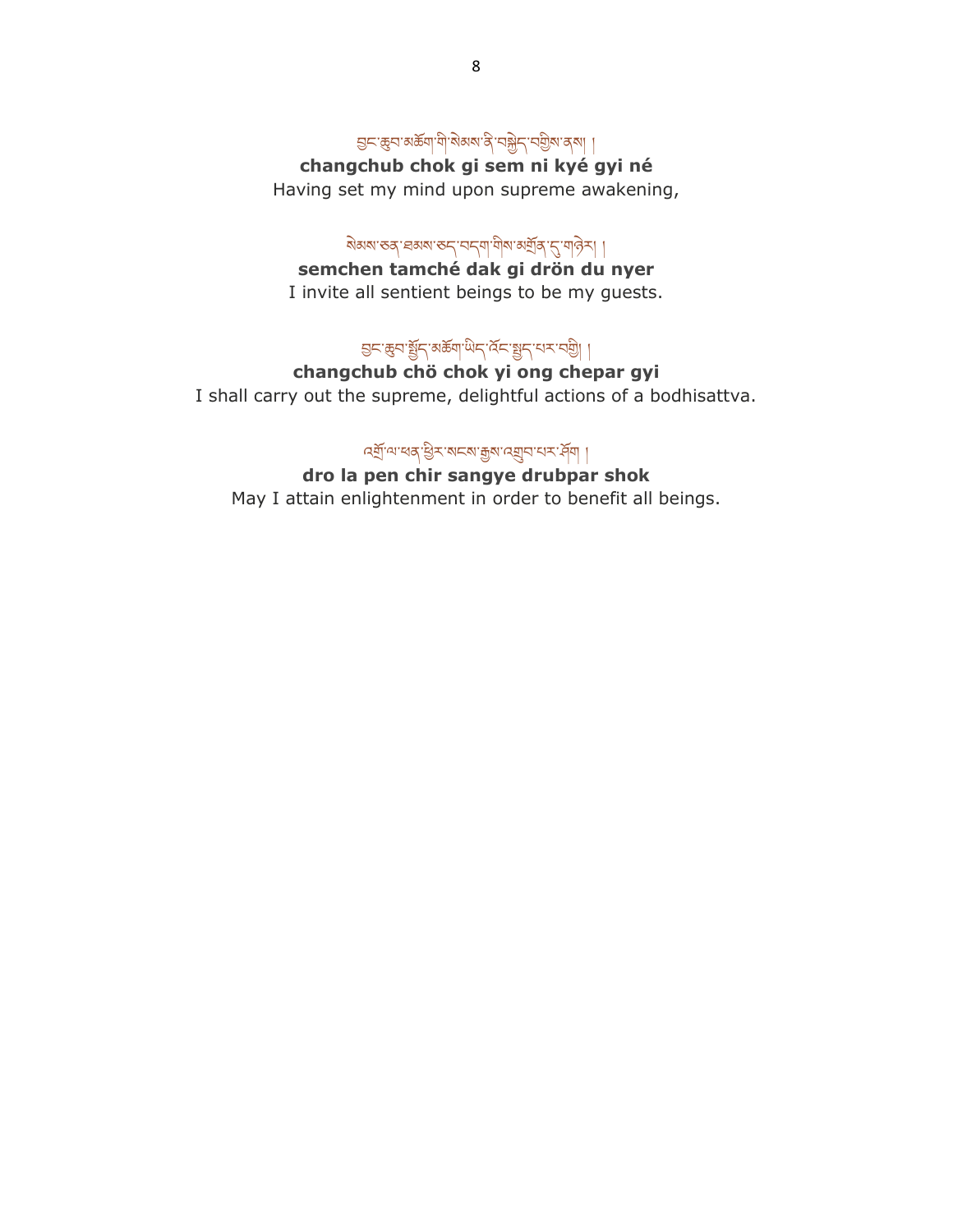བྱང་ཆུབ་མཆོག་གི་སེམས་ནི་བསྐྱེད་བགྱིས་ནས། །

**changchub chok gi sem ni kyé gyi né**

Having set my mind upon supreme awakening,

སེམས་ཅན་ཐམས་ཅད་བདག་གིས་མགྲོན་དུ་གཉེར། །

**semchen tamché dak gi drön du nyer**

I invite all sentient beings to be my guests.

བྱང་ཆུབ་སྤྱོད་མཆོག་ཡིད་འོང་སྤྱད་པར་བགྱི། །

**changchub chö chok yi ong chepar gyi**

I shall carry out the supreme, delightful actions of a bodhisattva.

འགྲོ་ལ་ཕན་ཕྱིར་སངས་རྒྱས་འགྲུབ་པར་ཤོག །

**dro la pen chir sangye drubpar shok**

May I attain enlightenment in order to benefit all beings.